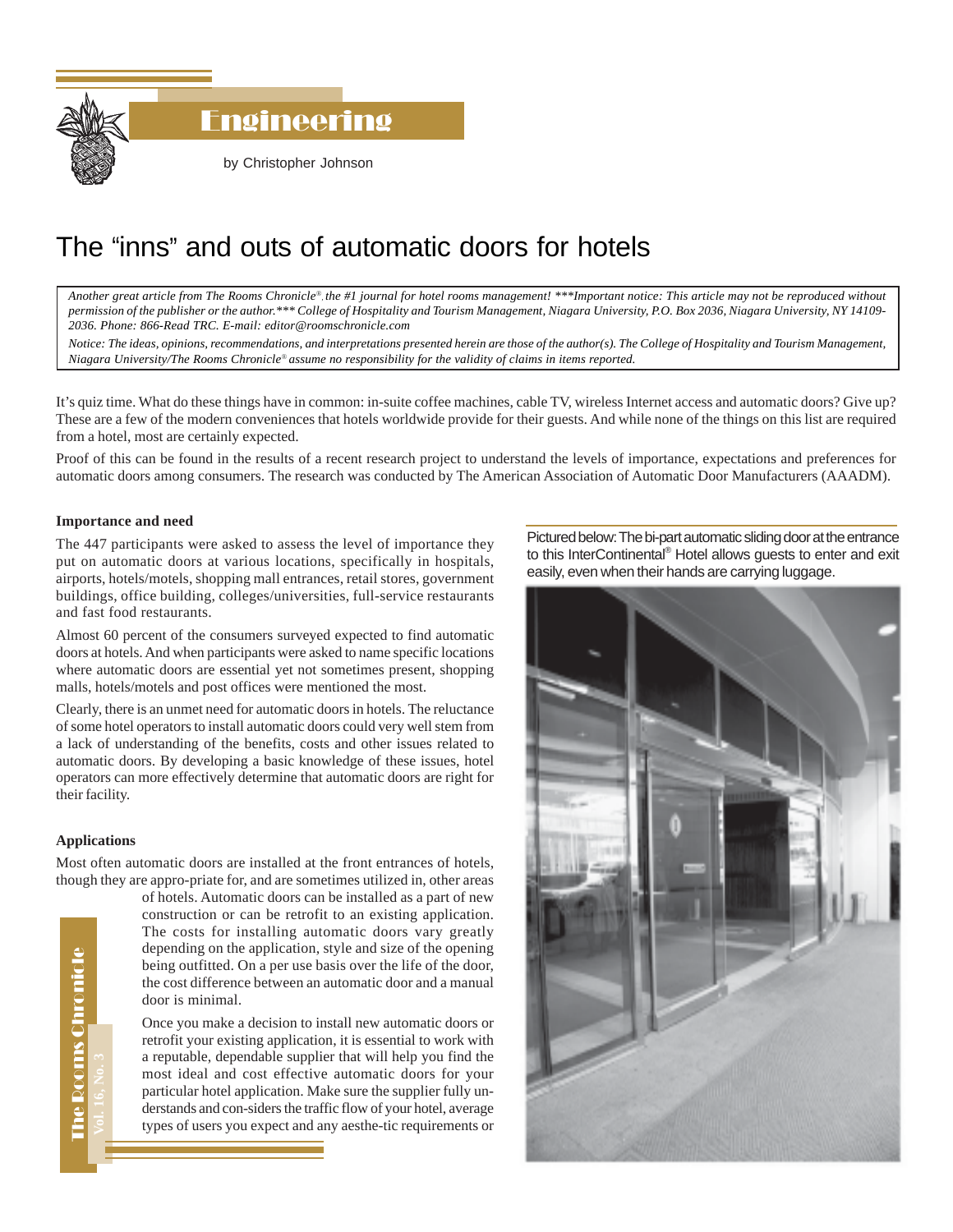Engineering

by Christopher Johnson

# The "inns" and outs of automatic doors for hotels

*Another great article from The Rooms Chronicle®, the #1 journal for hotel rooms management! \*\*\*Important notice: This article may not be reproduced without permission of the publisher or the author.\*\*\* College of Hospitality and Tourism Management, Niagara University, P.O. Box 2036, Niagara University, NY 14109-2036. Phone: 866-Read TRC. E-mail: editor@roomschronicle.com*

*Notice: The ideas, opinions, recommendations, and interpretations presented herein are those of the author(s). The College of Hospitality and Tourism Management, Niagara University/The Rooms Chronicle® assume no responsibility for the validity of claims in items reported.*

It's quiz time. What do these things have in common: in-suite coffee machines, cable TV, wireless Internet access and automatic doors? Give up? These are a few of the modern conveniences that hotels worldwide provide for their guests. And while none of the things on this list are required from a hotel, most are certainly expected.

Proof of this can be found in the results of a recent research project to understand the levels of importance, expectations and preferences for automatic doors among consumers. The research was conducted by The American Association of Automatic Door Manufacturers (AAADM).

### Importance and need

The 447 participants were asked to assess the level of importance they put on automatic doors at various locations, specifically in hospitals, airports, hotels/motels, shopping mall entrances, retail stores, government buildings, office building, colleges/universities, full-service restaurants and fast food restaurants.

Almost 60 percent of the consumers surveyed expected to find automatic doors at hotels. And when participants were asked to name specific locations where automatic doors are essential yet not sometimes present, shopping malls, hotels/motels and post offices were mentioned the most.

Clearly, there is an unmet need for automatic doors in hotels. The reluctance of some hotel operators to install automatic doors could very well stem from a lack of understanding of the benefits, costs and other issues related to automatic doors. By developing a basic knowledge of these issues, hotel operators can more effectively determine that automatic doors are right for their facility.

### Applications

Most often automatic doors are installed at the front entrances of hotels, though they are appro-priate for, and are sometimes utilized in, other areas of hotels. Automatic doors can be installed as a part of new construction or can be retrofit to an existing application. The costs for installing automatic doors vary greatly depending on the application, style and size of the opening being outfitted. On a per use basis over the life of the door, the cost difference between an automatic door and a manual door is minimal.

Once you make a decision to install new automatic doors or retrofit your existing application, it is essential to work with a reputable, dependable supplier that will help you find the most ideal and cost effective automatic doors for your particular hotel application. Make sure the supplier fully un-derstands and con-siders the traffic flow of your hotel, average types of users you expect and any aesthe-tic requirements or

Pictured below: The bi-part automatic sliding door at the entrance to this InterContinental® Hotel allows guests to enter and exit easily, even when their hands are carrying luggage.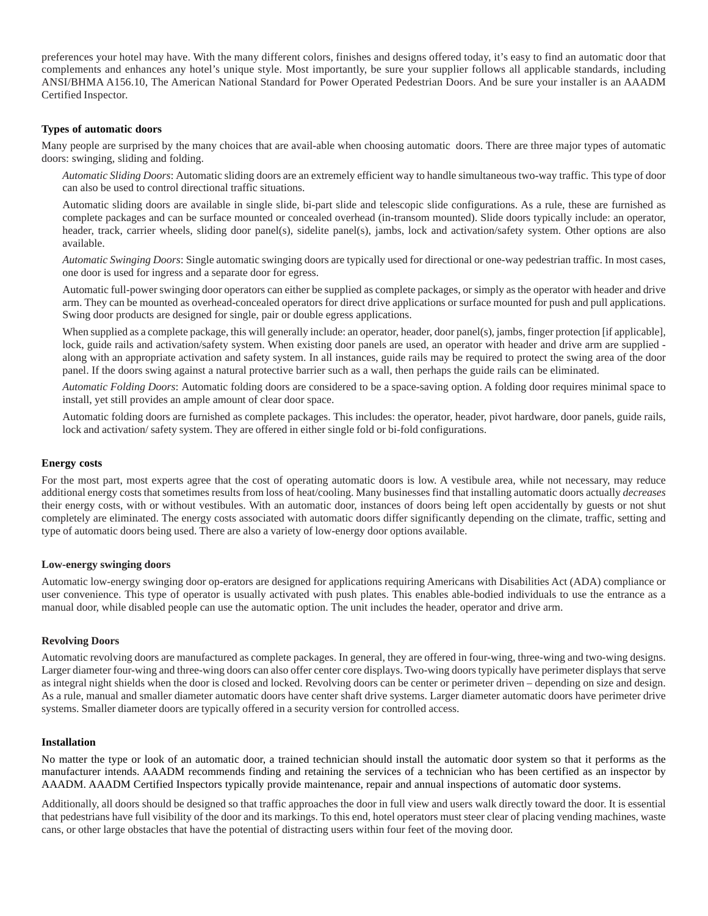preferences your hotel may have. With the many different colors, finishes and designs offered today, it's easy to find an automatic door that complements and enhances any hotel's unique style. Most importantly, be sure your supplier follows all applicable standards, including ANSI/BHMA A156.10, The American National Standard for Power Operated Pedestrian Doors. And be sure your installer is an AAADM Certified Inspector.

**Types of automatic doors**

Many people are surprised by the many choices that are avail-able when choosing automatic doors. There are three major types of automatic doors: swinging, sliding and folding.

*Automatic Sliding Doors*: Automatic sliding doors are an extremely efficient way to handle simultaneous two-way traffic. This type of door can also be used to control directional traffic situations.

Automatic sliding doors are available in single slide, bi-part slide and telescopic slide configurations. As a rule, these are furnished as complete packages and can be surface mounted or concealed overhead (in-transom mounted). Slide doors typically include: an operator, header, track, carrier wheels, sliding door panel(s), sidelite panel(s), jambs, lock and activation/safety system. Other options are also available.

*Automatic Swinging Doors*: Single automatic swinging doors are typically used for directional or one-way pedestrian traffic. In most cases, one door is used for ingress and a separate door for egress.

Automatic full-power swinging door operators can either be supplied as complete packages, or simply as the operator with header and drive arm. They can be mounted as overhead-concealed operators for direct drive applications or surface mounted for push and pull applications. Swing door products are designed for single, pair or double egress applications.

When supplied as a complete package, this will generally include: an operator, header, door panel(s), jambs, finger protection [if applicable], lock, guide rails and activation/safety system. When existing door panels are used, an operator with header and drive arm are supplied - along with an appropriate activation and safety system. In all instances, guide rails may be required to protect the swing area of the door panel. If the doors swing against a natural protective barrier such as a wall, then perhaps the guide rails can be eliminated.

*Automatic Folding Doors*: Automatic folding doors are considered to be a space-saving option. A folding door requires minimal space to install, yet still provides an ample amount of clear door space.

Automatic folding doors are furnished as complete packages. This includes: the operator, header, pivot hardware, door panels, guide rails, lock and activation/ safety system. They are offered in either single fold or bi-fold configurations.

**Energy costs**

For the most part, most experts agree that the cost of operating automatic doors is low. A vestibule area, while not necessary, may reduce additional energy costs that sometimes results from loss of heat/cooling. Many businesses find that installing automatic doors actually *decreases* their energy costs, with or without vestibules. With an automatic door, instances of doors being left open accidentally by guests or not shut completely are eliminated. The energy costs associated with automatic doors differ significantly depending on the climate, traffic, setting and type of automatic doors being used. There are also a variety of low-energy door options available.

**Low-energy swinging doors**

Automatic low-energy swinging door op-erators are designed for applications requiring Americans with Disabilities Act (ADA) compliance or user convenience. This type of operator is usually activated with push plates. This enables able-bodied individuals to use the entrance as a manual door, while disabled people can use the automatic option. The unit includes the header, operator and drive arm.

**Revolving Doors**

Automatic revolving doors are manufactured as complete packages. In general, they are offered in four-wing, three-wing and two-wing designs. Larger diameter four-wing and three-wing doors can also offer center core displays. Two-wing doors typically have perimeter displays that serve as integral night shields when the door is closed and locked. Revolving doors can be center or perimeter driven – depending on size and design. As a rule, manual and smaller diameter automatic doors have center shaft drive systems. Larger diameter automatic doors have perimeter drive systems. Smaller diameter doors are typically offered in a security version for controlled access.

**Installation**

No matter the type or look of an automatic door, a trained technician should install the automatic door system so that it performs as the manufacturer intends. AAADM recommends finding and retaining the services of a technician who has been certified as an inspector by AAADM. AAADM Certified Inspectors typically provide maintenance, repair and annual inspections of automatic door systems.

Additionally, all doors should be designed so that traffic approaches the door in full view and users walk directly toward the door. It is essential that pedestrians have full visibility of the door and its markings. To this end, hotel operators must steer clear of placing vending machines, waste cans, or other large obstacles that have the potential of distracting users within four feet of the moving door.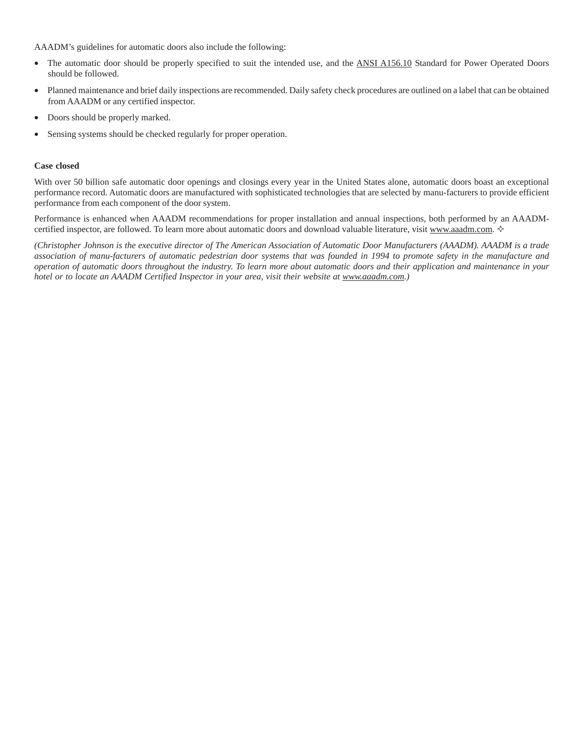AAADM's guidelines for automatic doors also include the following:

- The automatic door should be properly specified to suit the intended use, and the ANSI A156.10 Standard for Power Operated Doors should be followed.
- Planned maintenance and brief daily inspections are recommended. Daily safety check procedures are outlined on a label that can be obtained from AAADM or any certified inspector.
- Doors should be properly marked.
- Sensing systems should be checked regularly for proper operation.

**Case closed**

With over 50 billion safe automatic door openings and closings every year in the United States alone, automatic doors boast an exceptional performance record. Automatic doors are manufactured with sophisticated technologies that are selected by manu-facturers to provide efficient performance from each component of the door system.

Performance is enhanced when AAADM recommendations for proper installation and annual inspections, both performed by an AAADM-certified inspector, are followed. To learn more about automatic doors and download valuable literature, visit www.aaadm.com. ✧

*(Christopher Johnson is the executive director of The American Association of Automatic Door Manufacturers (AAADM). AAADM is a trade association of manu-facturers of automatic pedestrian door systems that was founded in 1994 to promote safety in the manufacture and operation of automatic doors throughout the industry. To learn more about automatic doors and their application and maintenance in your hotel or to locate an AAADM Certified Inspector in your area, visit their website at www.aaadm.com.)*